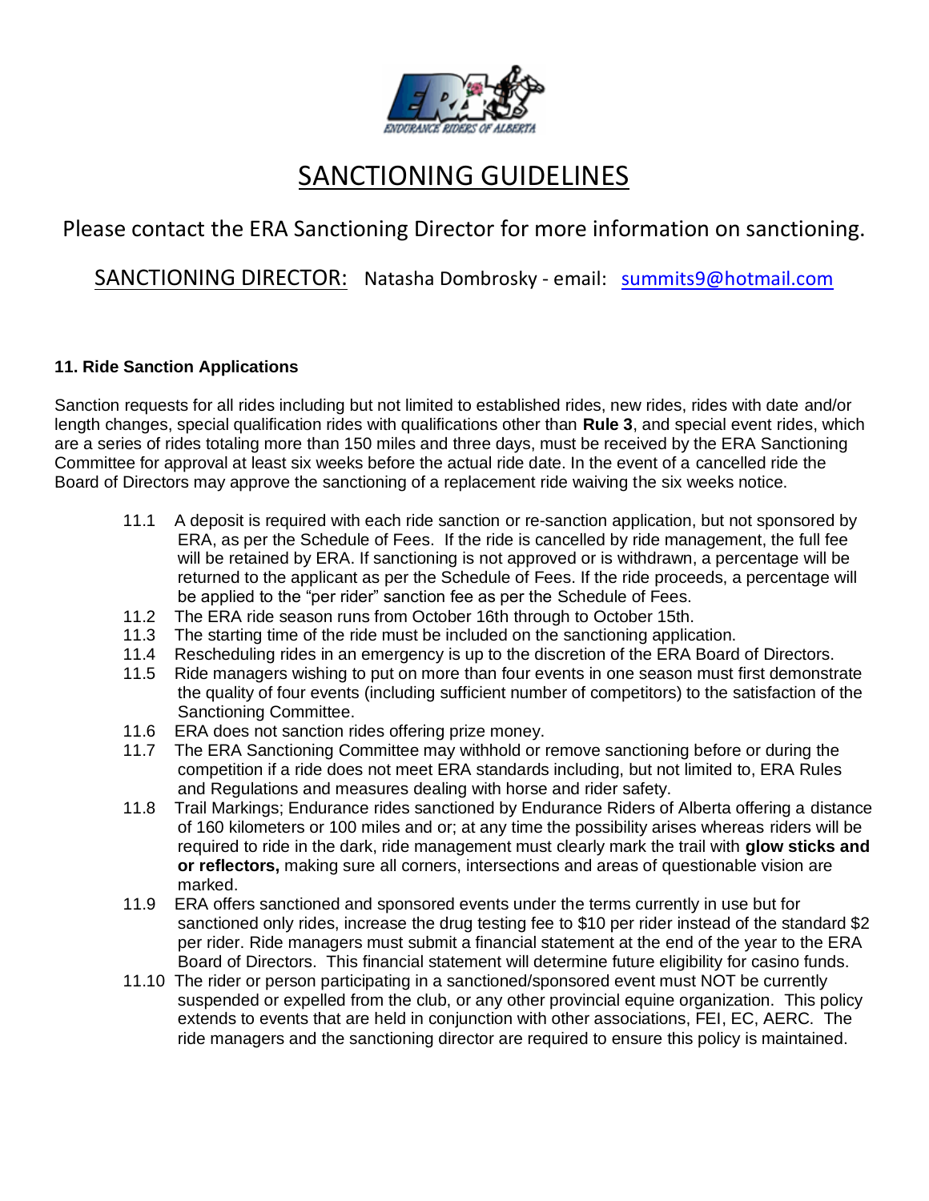# SANCTIONING GUIDELINES

Please contact the ERA Sanctioning Director for more information on sanctioning.

SANCTIONING DIRECTOR: Natasha Dombrosky - email: summits9@hotmail.com

### 11. Ride Sanction Applications

Sanction requests for all rides including but not limited to established rides, new rides, rides with date and/or length changes, special qualification rides with qualifications other than **Rule 3**, and special event rides, which are a series of rides totaling more than 150 miles and three days, must be received by the ERA Sanctioning Committee for approval at least six weeks before the actual ride date. In the event of a cancelled ride the Board of Directors may approve the sanctioning of a replacement ride waiving the six weeks notice.

11.1 A deposit is required with each ride sanction or re-sanction application, but not sponsored by ERA, as per the Schedule of Fees. If the ride is cancelled by ride management, the full fee will be retained by ERA. If sanctioning is not approved or is withdrawn, a percentage will be returned to the applicant as per the Schedule of Fees. If the ride proceeds, a percentage will be applied to the "per rider" sanction fee as per the Schedule of Fees.

11.2 The ERA ride season runs from October 16th through to October 15th.

11.3 The starting time of the ride must be included on the sanctioning application.

11.4 Rescheduling rides in an emergency is up to the discretion of the ERA Board of Directors.

11.5 Ride managers wishing to put on more than four events in one season must first demonstrate the quality of four events (including sufficient number of competitors) to the satisfaction of the Sanctioning Committee.

11.6 ERA does not sanction rides offering prize money.

11.7 The ERA Sanctioning Committee may withhold or remove sanctioning before or during the competition if a ride does not meet ERA standards including, but not limited to, ERA Rules and Regulations and measures dealing with horse and rider safety.

11.8 Trail Markings; Endurance rides sanctioned by Endurance Riders of Alberta offering a distance of 160 kilometers or 100 miles and or; at any time the possibility arises whereas riders will be required to ride in the dark, ride management must clearly mark the trail with **glow sticks and or reflectors,** making sure all corners, intersections and areas of questionable vision are marked.

11.9 ERA offers sanctioned and sponsored events under the terms currently in use but for sanctioned only rides, increase the drug testing fee to $10 per rider instead of the standard $2 per rider. Ride managers must submit a financial statement at the end of the year to the ERA Board of Directors. This financial statement will determine future eligibility for casino funds.

11.10 The rider or person participating in a sanctioned/sponsored event must NOT be currently suspended or expelled from the club, or any other provincial equine organization. This policy extends to events that are held in conjunction with other associations, FEI, EC, AERC. The ride managers and the sanctioning director are required to ensure this policy is maintained.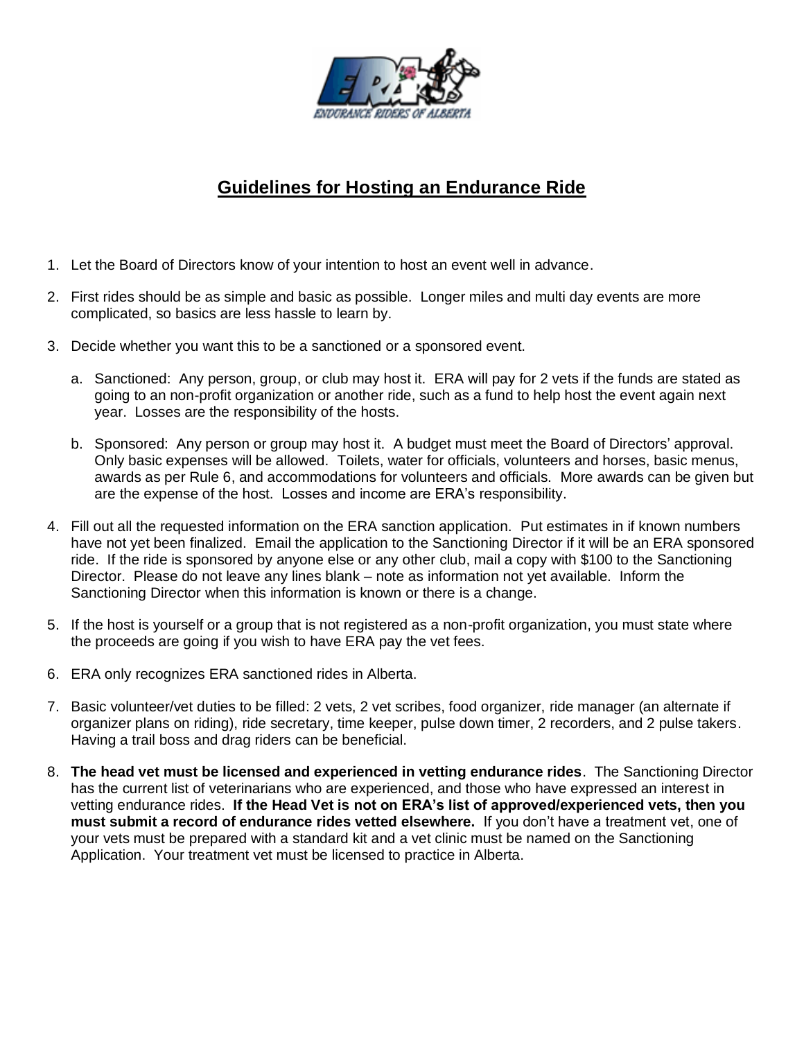## Guidelines for Hosting an Endurance Ride

1. Let the Board of Directors know of your intention to host an event well in advance.
2. First rides should be as simple and basic as possible. Longer miles and multi day events are more complicated, so basics are less hassle to learn by.
3. Decide whether you want this to be a sanctioned or a sponsored event.
   a. Sanctioned: Any person, group, or club may host it. ERA will pay for 2 vets if the funds are stated as going to an non-profit organization or another ride, such as a fund to help host the event again next year. Losses are the responsibility of the hosts.
   b. Sponsored: Any person or group may host it. A budget must meet the Board of Directors' approval. Only basic expenses will be allowed. Toilets, water for officials, volunteers and horses, basic menus, awards as per Rule 6, and accommodations for volunteers and officials. More awards can be given but are the expense of the host. Losses and income are ERA's responsibility.
4. Fill out all the requested information on the ERA sanction application. Put estimates in if known numbers have not yet been finalized. Email the application to the Sanctioning Director if it will be an ERA sponsored ride. If the ride is sponsored by anyone else or any other club, mail a copy with $100 to the Sanctioning Director. Please do not leave any lines blank – note as information not yet available. Inform the Sanctioning Director when this information is known or there is a change.
5. If the host is yourself or a group that is not registered as a non-profit organization, you must state where the proceeds are going if you wish to have ERA pay the vet fees.
6. ERA only recognizes ERA sanctioned rides in Alberta.
7. Basic volunteer/vet duties to be filled: 2 vets, 2 vet scribes, food organizer, ride manager (an alternate if organizer plans on riding), ride secretary, time keeper, pulse down timer, 2 recorders, and 2 pulse takers. Having a trail boss and drag riders can be beneficial.
8. **The head vet must be licensed and experienced in vetting endurance rides**. The Sanctioning Director has the current list of veterinarians who are experienced, and those who have expressed an interest in vetting endurance rides. **If the Head Vet is not on ERA's list of approved/experienced vets, then you must submit a record of endurance rides vetted elsewhere.** If you don't have a treatment vet, one of your vets must be prepared with a standard kit and a vet clinic must be named on the Sanctioning Application. Your treatment vet must be licensed to practice in Alberta.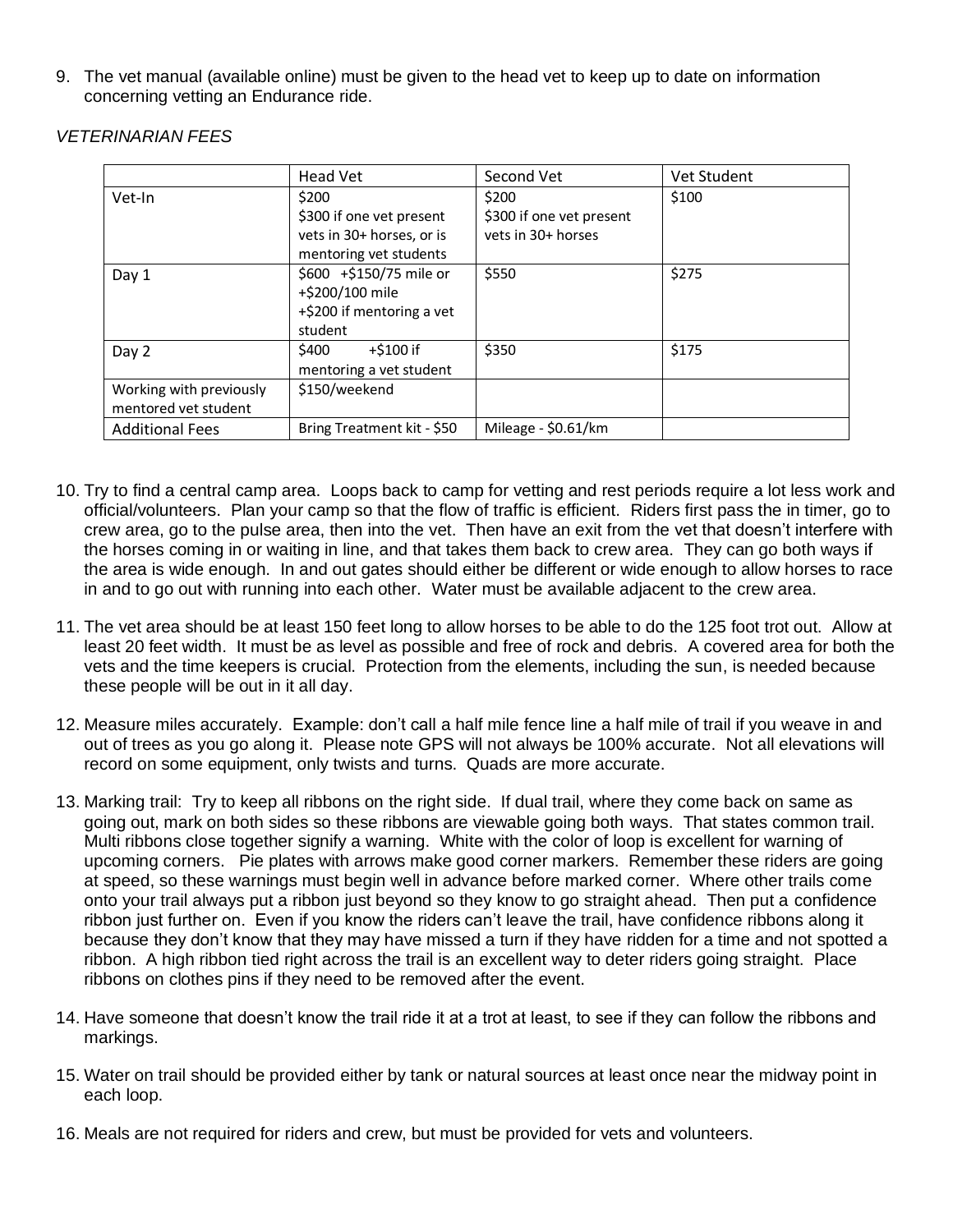9. The vet manual (available online) must be given to the head vet to keep up to date on information concerning vetting an Endurance ride.

*VETERINARIAN FEES*

| | Head Vet | Second Vet | Vet Student |
|---|---|---|---|
| Vet-In | $200<br>$300 if one vet present vets in 30+ horses, or is mentoring vet students | $200<br>$300 if one vet present vets in 30+ horses | $100 |
| Day 1 | $600 +$150/75 mile or +$200/100 mile<br>+$200 if mentoring a vet student | $550 | $275 |
| Day 2 | $400 +$100 if mentoring a vet student | $350 | $175 |
| Working with previously mentored vet student | $150/weekend | | |
| Additional Fees | Bring Treatment kit - $50 | Mileage - $0.61/km | |

10. Try to find a central camp area. Loops back to camp for vetting and rest periods require a lot less work and official/volunteers. Plan your camp so that the flow of traffic is efficient. Riders first pass the in timer, go to crew area, go to the pulse area, then into the vet. Then have an exit from the vet that doesn't interfere with the horses coming in or waiting in line, and that takes them back to crew area. They can go both ways if the area is wide enough. In and out gates should either be different or wide enough to allow horses to race in and to go out with running into each other. Water must be available adjacent to the crew area.

11. The vet area should be at least 150 feet long to allow horses to be able to do the 125 foot trot out. Allow at least 20 feet width. It must be as level as possible and free of rock and debris. A covered area for both the vets and the time keepers is crucial. Protection from the elements, including the sun, is needed because these people will be out in it all day.

12. Measure miles accurately. Example: don't call a half mile fence line a half mile of trail if you weave in and out of trees as you go along it. Please note GPS will not always be 100% accurate. Not all elevations will record on some equipment, only twists and turns. Quads are more accurate.

13. Marking trail: Try to keep all ribbons on the right side. If dual trail, where they come back on same as going out, mark on both sides so these ribbons are viewable going both ways. That states common trail. Multi ribbons close together signify a warning. White with the color of loop is excellent for warning of upcoming corners. Pie plates with arrows make good corner markers. Remember these riders are going at speed, so these warnings must begin well in advance before marked corner. Where other trails come onto your trail always put a ribbon just beyond so they know to go straight ahead. Then put a confidence ribbon just further on. Even if you know the riders can't leave the trail, have confidence ribbons along it because they don't know that they may have missed a turn if they have ridden for a time and not spotted a ribbon. A high ribbon tied right across the trail is an excellent way to deter riders going straight. Place ribbons on clothes pins if they need to be removed after the event.

14. Have someone that doesn't know the trail ride it at a trot at least, to see if they can follow the ribbons and markings.

15. Water on trail should be provided either by tank or natural sources at least once near the midway point in each loop.

16. Meals are not required for riders and crew, but must be provided for vets and volunteers.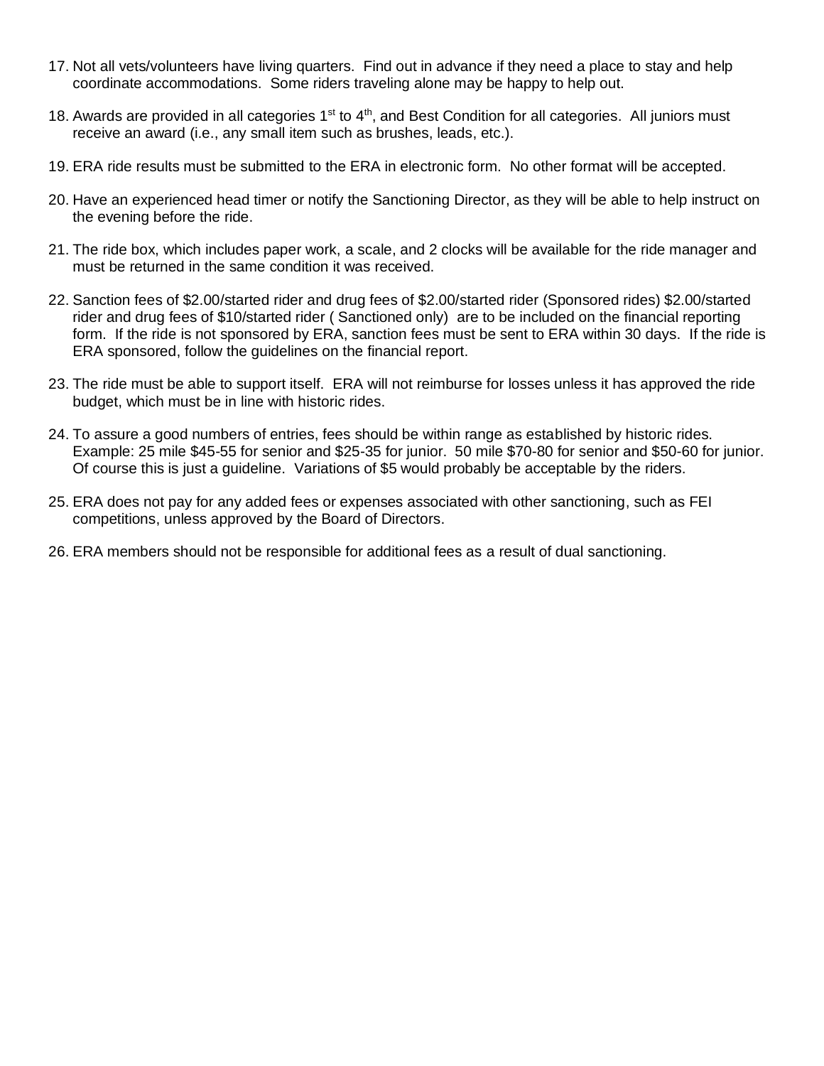17. Not all vets/volunteers have living quarters. Find out in advance if they need a place to stay and help coordinate accommodations. Some riders traveling alone may be happy to help out.

18. Awards are provided in all categories 1st to 4th, and Best Condition for all categories. All juniors must receive an award (i.e., any small item such as brushes, leads, etc.).

19. ERA ride results must be submitted to the ERA in electronic form. No other format will be accepted.

20. Have an experienced head timer or notify the Sanctioning Director, as they will be able to help instruct on the evening before the ride.

21. The ride box, which includes paper work, a scale, and 2 clocks will be available for the ride manager and must be returned in the same condition it was received.

22. Sanction fees of $2.00/started rider and drug fees of $2.00/started rider (Sponsored rides) $2.00/started rider and drug fees of $10/started rider ( Sanctioned only) are to be included on the financial reporting form. If the ride is not sponsored by ERA, sanction fees must be sent to ERA within 30 days. If the ride is ERA sponsored, follow the guidelines on the financial report.

23. The ride must be able to support itself. ERA will not reimburse for losses unless it has approved the ride budget, which must be in line with historic rides.

24. To assure a good numbers of entries, fees should be within range as established by historic rides. Example: 25 mile $45-55 for senior and $25-35 for junior. 50 mile $70-80 for senior and $50-60 for junior. Of course this is just a guideline. Variations of $5 would probably be acceptable by the riders.

25. ERA does not pay for any added fees or expenses associated with other sanctioning, such as FEI competitions, unless approved by the Board of Directors.

26. ERA members should not be responsible for additional fees as a result of dual sanctioning.